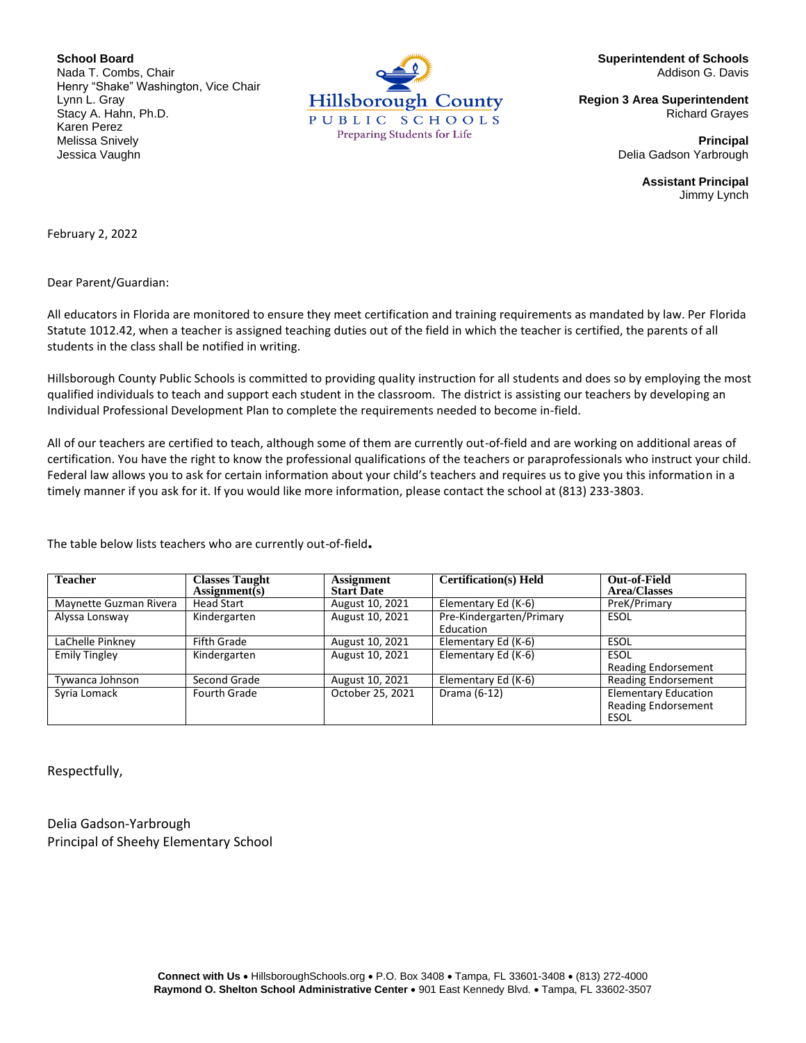**School Board**
Nada T. Combs, Chair
Henry "Shake" Washington, Vice Chair
Lynn L. Gray
Stacy A. Hahn, Ph.D.
Karen Perez
Melissa Snively
Jessica Vaughn

Hillsborough County
PUBLIC SCHOOLS
Preparing Students for Life

**Superintendent of Schools**
Addison G. Davis

**Region 3 Area Superintendent**
Richard Grayes

**Principal**
Delia Gadson Yarbrough

**Assistant Principal**
Jimmy Lynch

February 2, 2022

Dear Parent/Guardian:

All educators in Florida are monitored to ensure they meet certification and training requirements as mandated by law. Per Florida Statute 1012.42, when a teacher is assigned teaching duties out of the field in which the teacher is certified, the parents of all students in the class shall be notified in writing.

Hillsborough County Public Schools is committed to providing quality instruction for all students and does so by employing the most qualified individuals to teach and support each student in the classroom. The district is assisting our teachers by developing an Individual Professional Development Plan to complete the requirements needed to become in-field.

All of our teachers are certified to teach, although some of them are currently out-of-field and are working on additional areas of certification. You have the right to know the professional qualifications of the teachers or paraprofessionals who instruct your child. Federal law allows you to ask for certain information about your child's teachers and requires us to give you this information in a timely manner if you ask for it. If you would like more information, please contact the school at (813) 233-3803.

The table below lists teachers who are currently out-of-field.

| Teacher | Classes Taught Assignment(s) | Assignment Start Date | Certification(s) Held | Out-of-Field Area/Classes |
|---|---|---|---|---|
| Maynette Guzman Rivera | Head Start | August 10, 2021 | Elementary Ed (K-6) | PreK/Primary |
| Alyssa Lonsway | Kindergarten | August 10, 2021 | Pre-Kindergarten/Primary Education | ESOL |
| LaChelle Pinkney | Fifth Grade | August 10, 2021 | Elementary Ed (K-6) | ESOL |
| Emily Tingley | Kindergarten | August 10, 2021 | Elementary Ed (K-6) | ESOL<br>Reading Endorsement |
| Tywanca Johnson | Second Grade | August 10, 2021 | Elementary Ed (K-6) | Reading Endorsement |
| Syria Lomack | Fourth Grade | October 25, 2021 | Drama (6-12) | Elementary Education<br>Reading Endorsement<br>ESOL |

Respectfully,

Delia Gadson-Yarbrough
Principal of Sheehy Elementary School

**Connect with Us** • HillsboroughSchools.org • P.O. Box 3408 • Tampa, FL 33601-3408 • (813) 272-4000
**Raymond O. Shelton School Administrative Center** • 901 East Kennedy Blvd. • Tampa, FL 33602-3507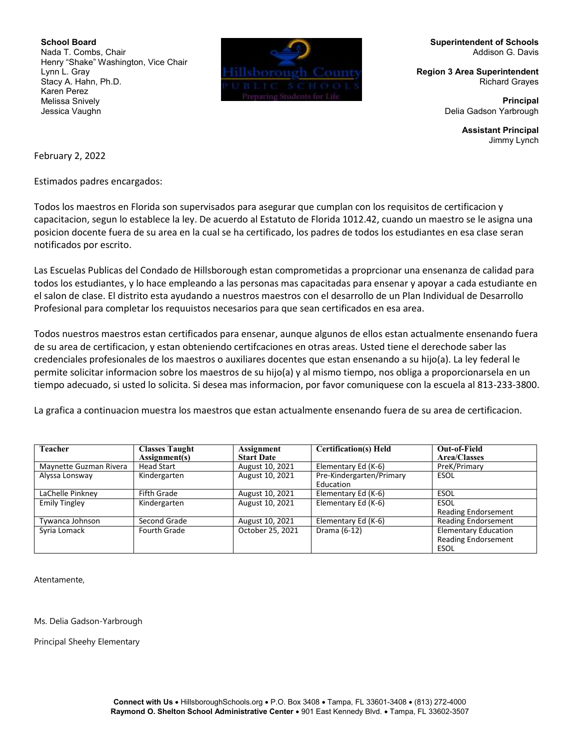**School Board**
Nada T. Combs, Chair
Henry "Shake" Washington, Vice Chair
Lynn L. Gray
Stacy A. Hahn, Ph.D.
Karen Perez
Melissa Snively
Jessica Vaughn

Hillsborough County PUBLIC SCHOOLS
Preparing Students for Life

**Superintendent of Schools**
Addison G. Davis

**Region 3 Area Superintendent**
Richard Grayes

**Principal**
Delia Gadson Yarbrough

**Assistant Principal**
Jimmy Lynch

February 2, 2022

Estimados padres encargados:

Todos los maestros en Florida son supervisados para asegurar que cumplan con los requisitos de certificacion y capacitacion, segun lo establece la ley. De acuerdo al Estatuto de Florida 1012.42, cuando un maestro se le asigna una posicion docente fuera de su area en la cual se ha certificado, los padres de todos los estudiantes en esa clase seran notificados por escrito.

Las Escuelas Publicas del Condado de Hillsborough estan comprometidas a proprcionar una ensenanza de calidad para todos los estudiantes, y lo hace empleando a las personas mas capacitadas para ensenar y apoyar a cada estudiante en el salon de clase. El distrito esta ayudando a nuestros maestros con el desarrollo de un Plan Individual de Desarrollo Profesional para completar los requuistos necesarios para que sean certificados en esa area.

Todos nuestros maestros estan certificados para ensenar, aunque algunos de ellos estan actualmente ensenando fuera de su area de certificacion, y estan obteniendo certifcaciones en otras areas. Usted tiene el derechode saber las credenciales profesionales de los maestros o auxiliares docentes que estan ensenando a su hijo(a). La ley federal le permite solicitar informacion sobre los maestros de su hijo(a) y al mismo tiempo, nos obliga a proporcionarsela en un tiempo adecuado, si usted lo solicita. Si desea mas informacion, por favor comuniquese con la escuela al 813-233-3800.

La grafica a continuacion muestra los maestros que estan actualmente ensenando fuera de su area de certificacion.

| Teacher | Classes Taught Assignment(s) | Assignment Start Date | Certification(s) Held | Out-of-Field Area/Classes |
|---|---|---|---|---|
| Maynette Guzman Rivera | Head Start | August 10, 2021 | Elementary Ed (K-6) | PreK/Primary |
| Alyssa Lonsway | Kindergarten | August 10, 2021 | Pre-Kindergarten/Primary Education | ESOL |
| LaChelle Pinkney | Fifth Grade | August 10, 2021 | Elementary Ed (K-6) | ESOL |
| Emily Tingley | Kindergarten | August 10, 2021 | Elementary Ed (K-6) | ESOL<br>Reading Endorsement |
| Tywanca Johnson | Second Grade | August 10, 2021 | Elementary Ed (K-6) | Reading Endorsement |
| Syria Lomack | Fourth Grade | October 25, 2021 | Drama (6-12) | Elementary Education<br>Reading Endorsement<br>ESOL |

Atentamente,

Ms. Delia Gadson-Yarbrough

Principal Sheehy Elementary

**Connect with Us** • HillsboroughSchools.org • P.O. Box 3408 • Tampa, FL 33601-3408 • (813) 272-4000
**Raymond O. Shelton School Administrative Center** • 901 East Kennedy Blvd. • Tampa, FL 33602-3507